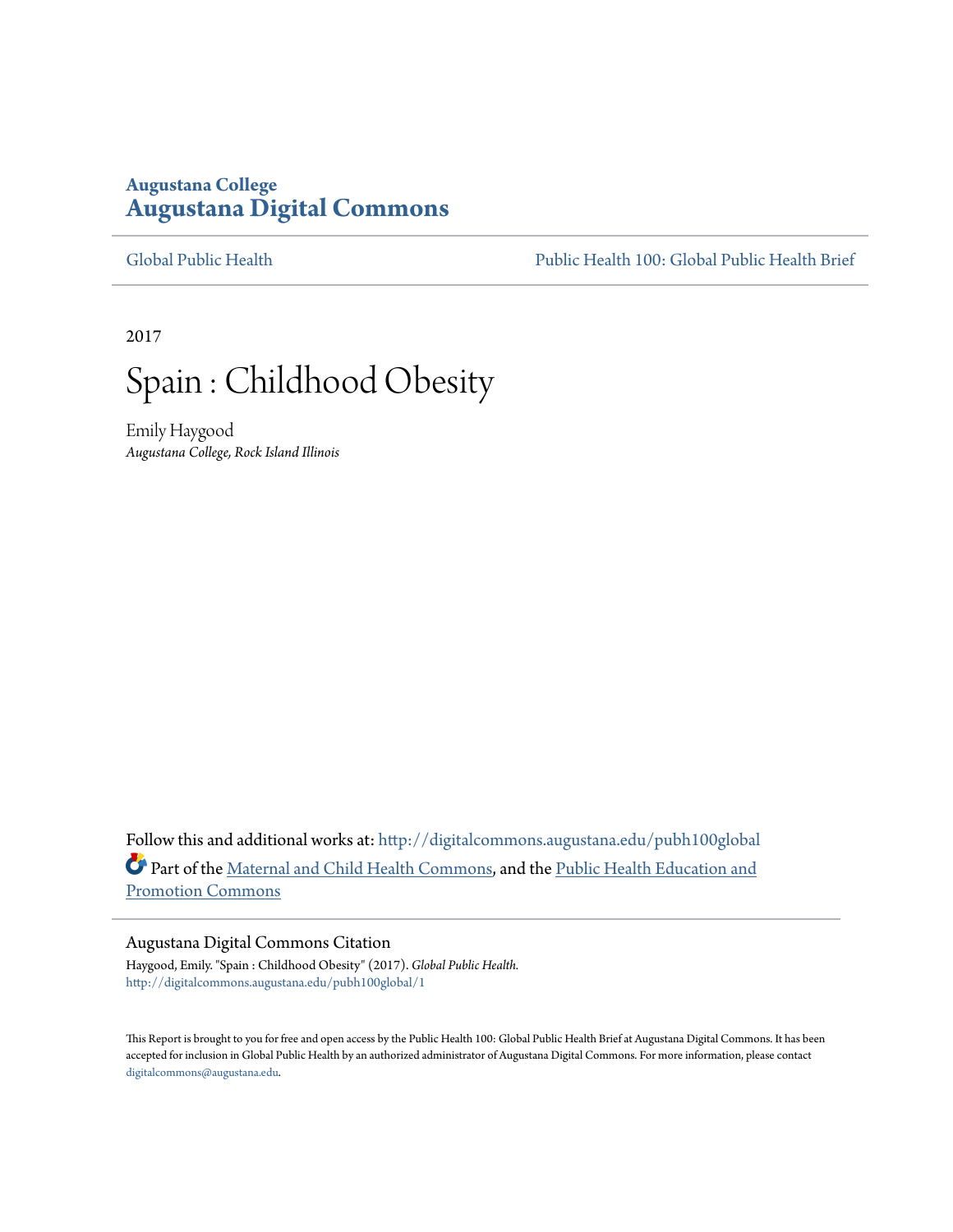**Augustana College**
# Augustana Digital Commons

Global Public Health | Public Health 100: Global Public Health Brief

2017

# Spain : Childhood Obesity

Emily Haygood
*Augustana College, Rock Island Illinois*

Follow this and additional works at: http://digitalcommons.augustana.edu/pubh100global

Part of the Maternal and Child Health Commons, and the Public Health Education and Promotion Commons

### Augustana Digital Commons Citation

Haygood, Emily. "Spain : Childhood Obesity" (2017). *Global Public Health*.
http://digitalcommons.augustana.edu/pubh100global/1

This Report is brought to you for free and open access by the Public Health 100: Global Public Health Brief at Augustana Digital Commons. It has been accepted for inclusion in Global Public Health by an authorized administrator of Augustana Digital Commons. For more information, please contact digitalcommons@augustana.edu.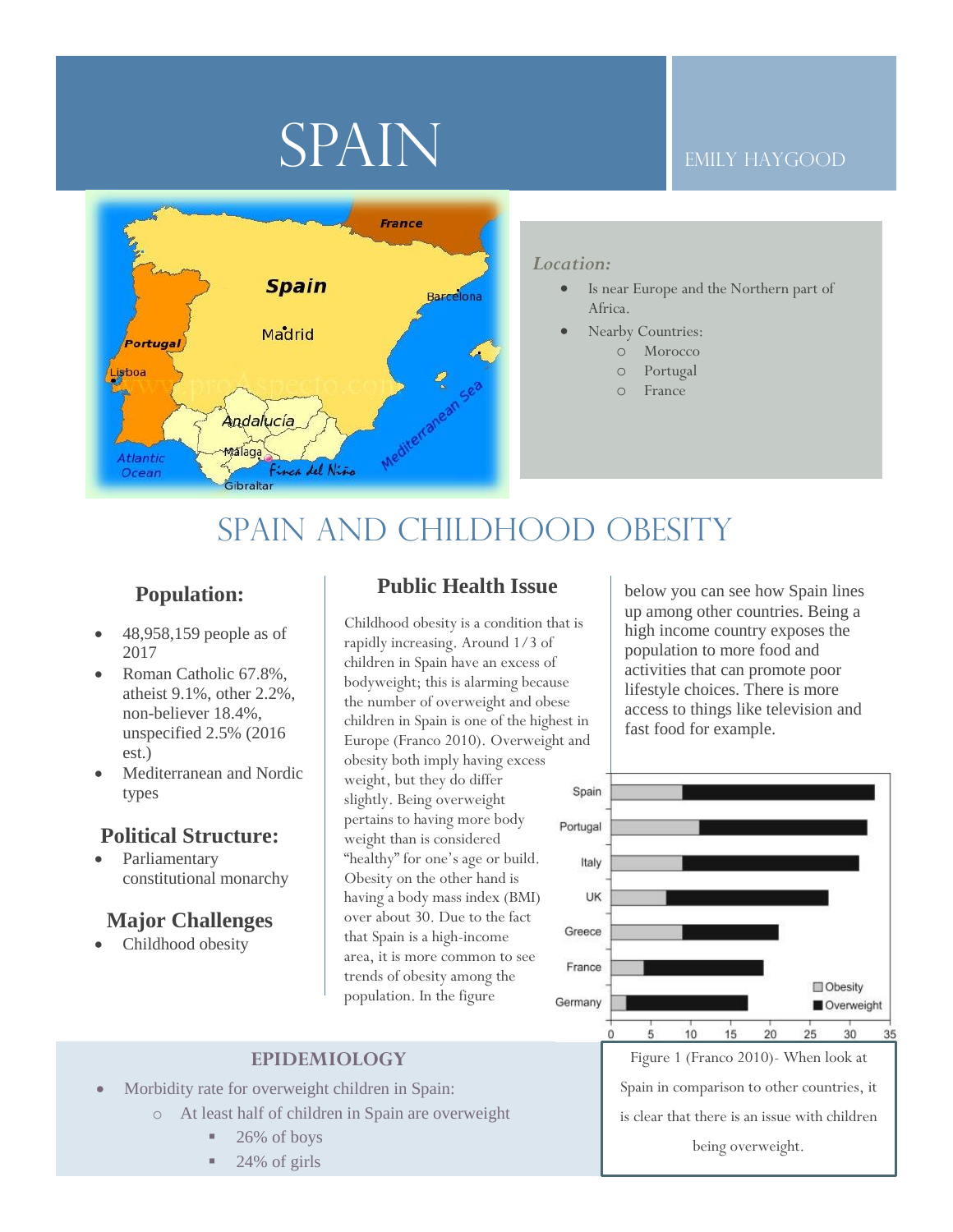# SPAIN

EMILY HAYGOOD

*Location:*

- Is near Europe and the Northern part of Africa.
- Nearby Countries:
  - Morocco
  - Portugal
  - France

## SPAIN AND CHILDHOOD OBESITY

### Population:

- 48,958,159 people as of 2017
- Roman Catholic 67.8%, atheist 9.1%, other 2.2%, non-believer 18.4%, unspecified 2.5% (2016 est.)
- Mediterranean and Nordic types

### Political Structure:

- Parliamentary constitutional monarchy

### Major Challenges

- Childhood obesity

### Public Health Issue

Childhood obesity is a condition that is rapidly increasing. Around 1/3 of children in Spain have an excess of bodyweight; this is alarming because the number of overweight and obese children in Spain is one of the highest in Europe (Franco 2010). Overweight and obesity both imply having excess weight, but they do differ slightly. Being overweight pertains to having more body weight than is considered "healthy" for one's age or build. Obesity on the other hand is having a body mass index (BMI) over about 30. Due to the fact that Spain is a high-income area, it is more common to see trends of obesity among the population. In the figure below you can see how Spain lines up among other countries. Being a high income country exposes the population to more food and activities that can promote poor lifestyle choices. There is more access to things like television and fast food for example.

Figure 1 (Franco 2010)- When look at Spain in comparison to other countries, it is clear that there is an issue with children being overweight.

### EPIDEMIOLOGY

- Morbidity rate for overweight children in Spain:
  - At least half of children in Spain are overweight
    - 26% of boys
    - 24% of girls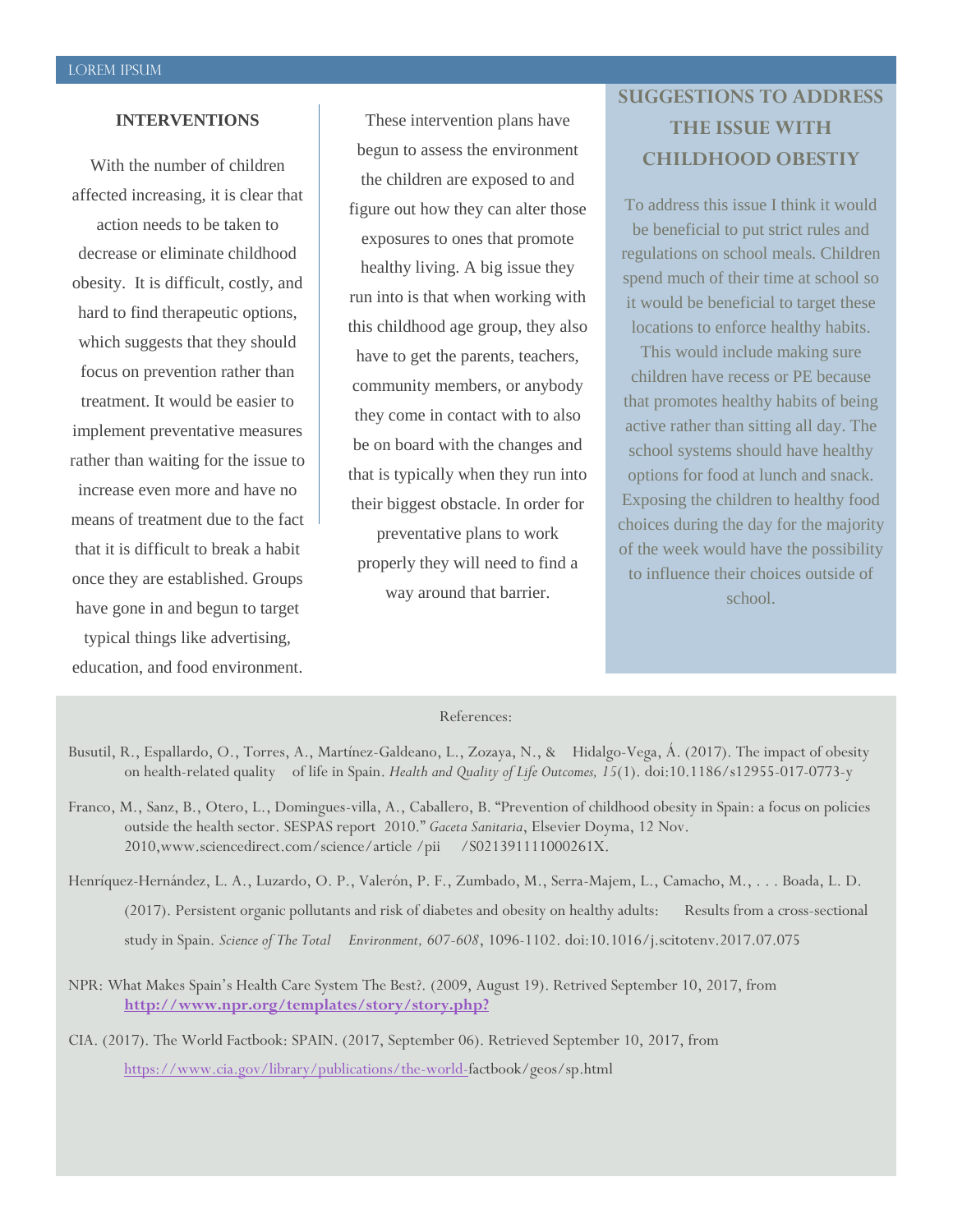## INTERVENTIONS

With the number of children affected increasing, it is clear that action needs to be taken to decrease or eliminate childhood obesity. It is difficult, costly, and hard to find therapeutic options, which suggests that they should focus on prevention rather than treatment. It would be easier to implement preventative measures rather than waiting for the issue to increase even more and have no means of treatment due to the fact that it is difficult to break a habit once they are established. Groups have gone in and begun to target typical things like advertising, education, and food environment.

These intervention plans have begun to assess the environment the children are exposed to and figure out how they can alter those exposures to ones that promote healthy living. A big issue they run into is that when working with this childhood age group, they also have to get the parents, teachers, community members, or anybody they come in contact with to also be on board with the changes and that is typically when they run into their biggest obstacle. In order for preventative plans to work properly they will need to find a way around that barrier.

## SUGGESTIONS TO ADDRESS THE ISSUE WITH CHILDHOOD OBESTIY

To address this issue I think it would be beneficial to put strict rules and regulations on school meals. Children spend much of their time at school so it would be beneficial to target these locations to enforce healthy habits. This would include making sure children have recess or PE because that promotes healthy habits of being active rather than sitting all day. The school systems should have healthy options for food at lunch and snack. Exposing the children to healthy food choices during the day for the majority of the week would have the possibility to influence their choices outside of school.

References:

Busutil, R., Espallardo, O., Torres, A., Martínez-Galdeano, L., Zozaya, N., & Hidalgo-Vega, Á. (2017). The impact of obesity on health-related quality of life in Spain. *Health and Quality of Life Outcomes, 15*(1). doi:10.1186/s12955-017-0773-y

Franco, M., Sanz, B., Otero, L., Domingues-villa, A., Caballero, B. "Prevention of childhood obesity in Spain: a focus on policies outside the health sector. SESPAS report 2010." *Gaceta Sanitaria*, Elsevier Doyma, 12 Nov. 2010,www.sciencedirect.com/science/article /pii /S021391111000261X.

Henríquez-Hernández, L. A., Luzardo, O. P., Valerón, P. F., Zumbado, M., Serra-Majem, L., Camacho, M., . . . Boada, L. D. (2017). Persistent organic pollutants and risk of diabetes and obesity on healthy adults: Results from a cross-sectional study in Spain. *Science of The Total Environment, 607-608*, 1096-1102. doi:10.1016/j.scitotenv.2017.07.075

NPR: What Makes Spain's Health Care System The Best?. (2009, August 19). Retrived September 10, 2017, from **http://www.npr.org/templates/story/story.php?**

CIA. (2017). The World Factbook: SPAIN. (2017, September 06). Retrieved September 10, 2017, from https://www.cia.gov/library/publications/the-world-factbook/geos/sp.html